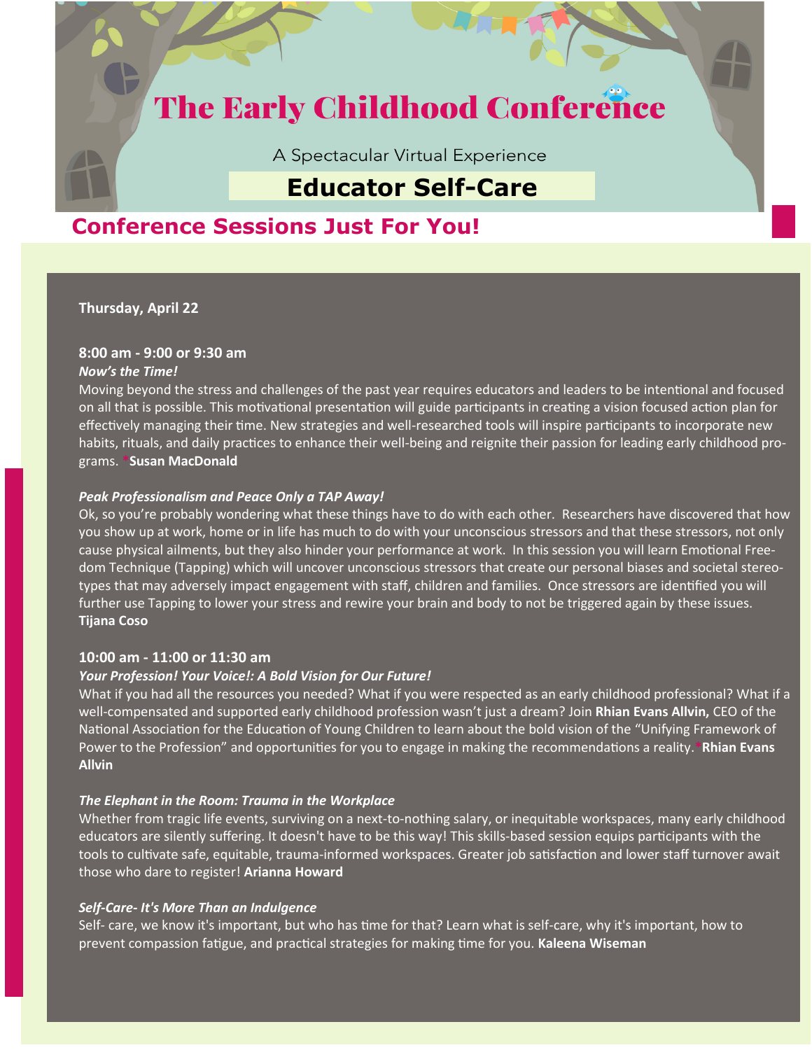# The Early Childhood Conference

A Spectacular Virtual Experience

## Educator Self-Care

## Conference Sessions Just For You!

**Thursday, April 22**

**8:00 am - 9:00 or 9:30 am**

***Now's the Time!***

Moving beyond the stress and challenges of the past year requires educators and leaders to be intentional and focused on all that is possible. This motivational presentation will guide participants in creating a vision focused action plan for effectively managing their time. New strategies and well-researched tools will inspire participants to incorporate new habits, rituals, and daily practices to enhance their well-being and reignite their passion for leading early childhood programs. ***Susan MacDonald**

***Peak Professionalism and Peace Only a TAP Away!***

Ok, so you're probably wondering what these things have to do with each other. Researchers have discovered that how you show up at work, home or in life has much to do with your unconscious stressors and that these stressors, not only cause physical ailments, but they also hinder your performance at work. In this session you will learn Emotional Freedom Technique (Tapping) which will uncover unconscious stressors that create our personal biases and societal stereotypes that may adversely impact engagement with staff, children and families. Once stressors are identified you will further use Tapping to lower your stress and rewire your brain and body to not be triggered again by these issues. **Tijana Coso**

**10:00 am - 11:00 or 11:30 am**

***Your Profession! Your Voice!: A Bold Vision for Our Future!***

What if you had all the resources you needed? What if you were respected as an early childhood professional? What if a well-compensated and supported early childhood profession wasn't just a dream? Join **Rhian Evans Allvin,** CEO of the National Association for the Education of Young Children to learn about the bold vision of the "Unifying Framework of Power to the Profession" and opportunities for you to engage in making the recommendations a reality. ***Rhian Evans Allvin**

***The Elephant in the Room: Trauma in the Workplace***

Whether from tragic life events, surviving on a next-to-nothing salary, or inequitable workspaces, many early childhood educators are silently suffering. It doesn't have to be this way! This skills-based session equips participants with the tools to cultivate safe, equitable, trauma-informed workspaces. Greater job satisfaction and lower staff turnover await those who dare to register! **Arianna Howard**

***Self-Care- It's More Than an Indulgence***

Self- care, we know it's important, but who has time for that? Learn what is self-care, why it's important, how to prevent compassion fatigue, and practical strategies for making time for you. **Kaleena Wiseman**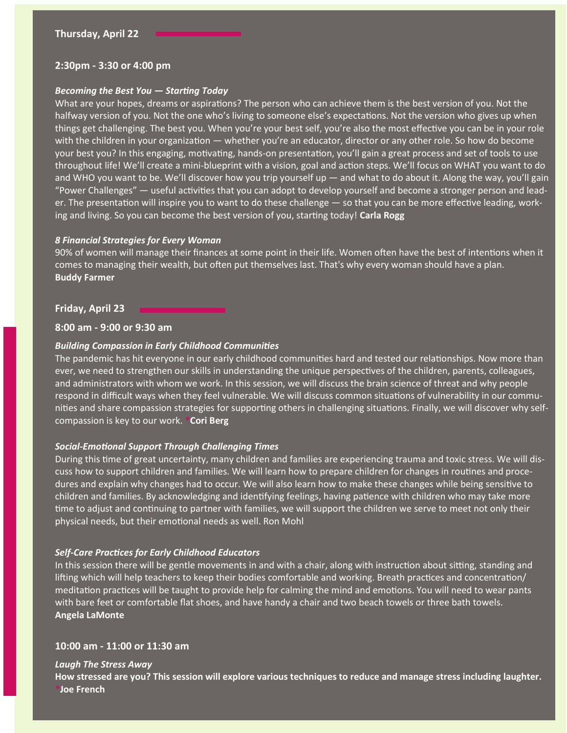## Thursday, April 22

### 2:30pm - 3:30 or 4:00 pm

***Becoming the Best You — Starting Today***

What are your hopes, dreams or aspirations? The person who can achieve them is the best version of you. Not the halfway version of you. Not the one who's living to someone else's expectations. Not the version who gives up when things get challenging. The best you. When you're your best self, you're also the most effective you can be in your role with the children in your organization — whether you're an educator, director or any other role. So how do become your best you? In this engaging, motivating, hands-on presentation, you'll gain a great process and set of tools to use throughout life! We'll create a mini-blueprint with a vision, goal and action steps. We'll focus on WHAT you want to do and WHO you want to be. We'll discover how you trip yourself up — and what to do about it. Along the way, you'll gain "Power Challenges" — useful activities that you can adopt to develop yourself and become a stronger person and leader. The presentation will inspire you to want to do these challenge — so that you can be more effective leading, working and living. So you can become the best version of you, starting today! **Carla Rogg**

***8 Financial Strategies for Every Woman***

90% of women will manage their finances at some point in their life. Women often have the best of intentions when it comes to managing their wealth, but often put themselves last. That's why every woman should have a plan.
**Buddy Farmer**

## Friday, April 23

### 8:00 am - 9:00 or 9:30 am

***Building Compassion in Early Childhood Communities***

The pandemic has hit everyone in our early childhood communities hard and tested our relationships. Now more than ever, we need to strengthen our skills in understanding the unique perspectives of the children, parents, colleagues, and administrators with whom we work. In this session, we will discuss the brain science of threat and why people respond in difficult ways when they feel vulnerable. We will discuss common situations of vulnerability in our communities and share compassion strategies for supporting others in challenging situations. Finally, we will discover why self-compassion is key to our work. ***Cori Berg**

***Social-Emotional Support Through Challenging Times***

During this time of great uncertainty, many children and families are experiencing trauma and toxic stress. We will discuss how to support children and families. We will learn how to prepare children for changes in routines and procedures and explain why changes had to occur. We will also learn how to make these changes while being sensitive to children and families. By acknowledging and identifying feelings, having patience with children who may take more time to adjust and continuing to partner with families, we will support the children we serve to meet not only their physical needs, but their emotional needs as well. Ron Mohl

***Self-Care Practices for Early Childhood Educators***

In this session there will be gentle movements in and with a chair, along with instruction about sitting, standing and lifting which will help teachers to keep their bodies comfortable and working. Breath practices and concentration/meditation practices will be taught to provide help for calming the mind and emotions. You will need to wear pants with bare feet or comfortable flat shoes, and have handy a chair and two beach towels or three bath towels.
**Angela LaMonte**

### 10:00 am - 11:00 or 11:30 am

***Laugh The Stress Away***

**How stressed are you? This session will explore various techniques to reduce and manage stress including laughter.**
***Joe French**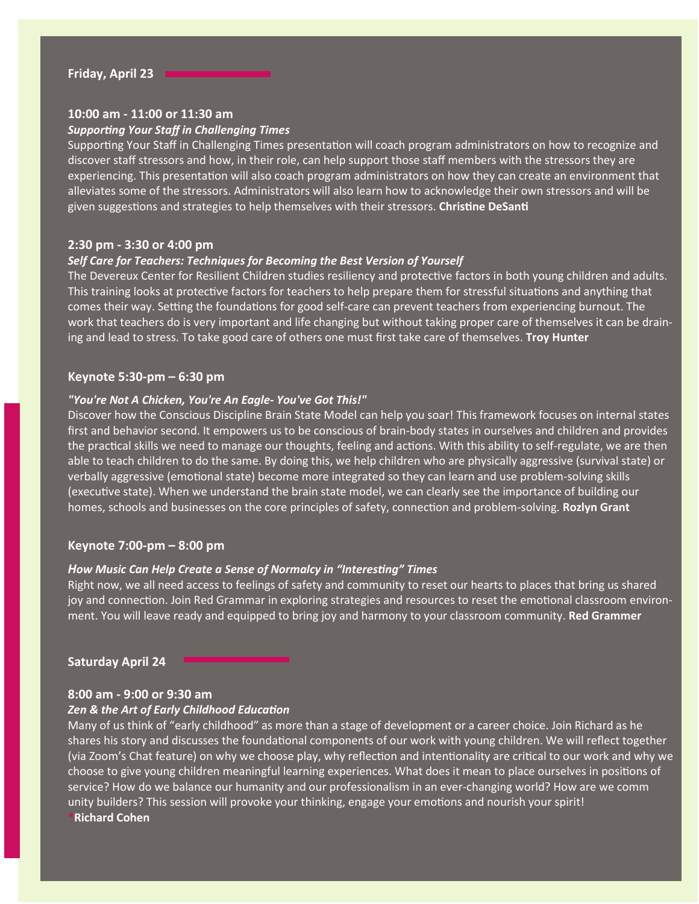## Friday, April 23

### 10:00 am - 11:00 or 11:30 am

***Supporting Your Staff in Challenging Times***

Supporting Your Staff in Challenging Times presentation will coach program administrators on how to recognize and discover staff stressors and how, in their role, can help support those staff members with the stressors they are experiencing. This presentation will also coach program administrators on how they can create an environment that alleviates some of the stressors. Administrators will also learn how to acknowledge their own stressors and will be given suggestions and strategies to help themselves with their stressors. **Christine DeSanti**

### 2:30 pm - 3:30 or 4:00 pm

***Self Care for Teachers: Techniques for Becoming the Best Version of Yourself***

The Devereux Center for Resilient Children studies resiliency and protective factors in both young children and adults. This training looks at protective factors for teachers to help prepare them for stressful situations and anything that comes their way. Setting the foundations for good self-care can prevent teachers from experiencing burnout. The work that teachers do is very important and life changing but without taking proper care of themselves it can be draining and lead to stress. To take good care of others one must first take care of themselves. **Troy Hunter**

### Keynote 5:30-pm – 6:30 pm

***"You're Not A Chicken, You're An Eagle- You've Got This!"***

Discover how the Conscious Discipline Brain State Model can help you soar! This framework focuses on internal states first and behavior second. It empowers us to be conscious of brain-body states in ourselves and children and provides the practical skills we need to manage our thoughts, feeling and actions. With this ability to self-regulate, we are then able to teach children to do the same. By doing this, we help children who are physically aggressive (survival state) or verbally aggressive (emotional state) become more integrated so they can learn and use problem-solving skills (executive state). When we understand the brain state model, we can clearly see the importance of building our homes, schools and businesses on the core principles of safety, connection and problem-solving. **Rozlyn Grant**

### Keynote 7:00-pm – 8:00 pm

***How Music Can Help Create a Sense of Normalcy in "Interesting" Times***

Right now, we all need access to feelings of safety and community to reset our hearts to places that bring us shared joy and connection. Join Red Grammar in exploring strategies and resources to reset the emotional classroom environment. You will leave ready and equipped to bring joy and harmony to your classroom community. **Red Grammer**

## Saturday April 24

### 8:00 am - 9:00 or 9:30 am

***Zen & the Art of Early Childhood Education***

Many of us think of "early childhood" as more than a stage of development or a career choice. Join Richard as he shares his story and discusses the foundational components of our work with young children. We will reflect together (via Zoom's Chat feature) on why we choose play, why reflection and intentionality are critical to our work and why we choose to give young children meaningful learning experiences. What does it mean to place ourselves in positions of service? How do we balance our humanity and our professionalism in an ever-changing world? How are we comm unity builders? This session will provoke your thinking, engage your emotions and nourish your spirit!
***Richard Cohen**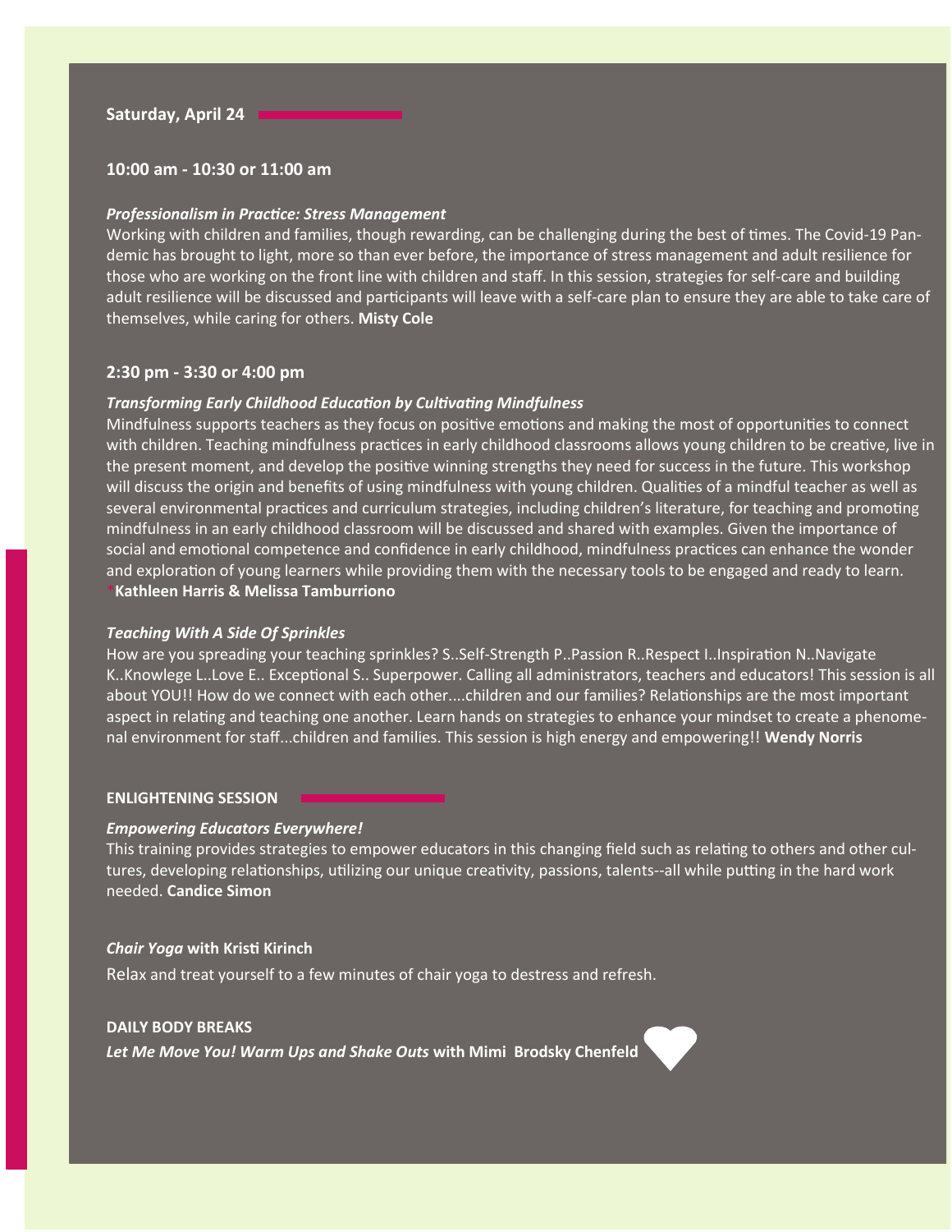**Saturday, April 24**

**10:00 am - 10:30 or 11:00 am**

***Professionalism in Practice: Stress Management***

Working with children and families, though rewarding, can be challenging during the best of times. The Covid-19 Pandemic has brought to light, more so than ever before, the importance of stress management and adult resilience for those who are working on the front line with children and staff. In this session, strategies for self-care and building adult resilience will be discussed and participants will leave with a self-care plan to ensure they are able to take care of themselves, while caring for others. **Misty Cole**

**2:30 pm - 3:30 or 4:00 pm**

***Transforming Early Childhood Education by Cultivating Mindfulness***

Mindfulness supports teachers as they focus on positive emotions and making the most of opportunities to connect with children. Teaching mindfulness practices in early childhood classrooms allows young children to be creative, live in the present moment, and develop the positive winning strengths they need for success in the future. This workshop will discuss the origin and benefits of using mindfulness with young children. Qualities of a mindful teacher as well as several environmental practices and curriculum strategies, including children's literature, for teaching and promoting mindfulness in an early childhood classroom will be discussed and shared with examples. Given the importance of social and emotional competence and confidence in early childhood, mindfulness practices can enhance the wonder and exploration of young learners while providing them with the necessary tools to be engaged and ready to learn. ***Kathleen Harris & Melissa Tamburriono**

***Teaching With A Side Of Sprinkles***

How are you spreading your teaching sprinkles? S..Self-Strength P..Passion R..Respect I..Inspiration N..Navigate K..Knowlege L..Love E.. Exceptional S.. Superpower. Calling all administrators, teachers and educators! This session is all about YOU!! How do we connect with each other....children and our families? Relationships are the most important aspect in relating and teaching one another. Learn hands on strategies to enhance your mindset to create a phenomenal environment for staff...children and families. This session is high energy and empowering!! **Wendy Norris**

**ENLIGHTENING SESSION**

***Empowering Educators Everywhere!***

This training provides strategies to empower educators in this changing field such as relating to others and other cultures, developing relationships, utilizing our unique creativity, passions, talents--all while putting in the hard work needed. **Candice Simon**

***Chair Yoga* with Kristi Kirinch**

Relax and treat yourself to a few minutes of chair yoga to destress and refresh.

**DAILY BODY BREAKS**

***Let Me Move You! Warm Ups and Shake Outs* with Mimi Brodsky Chenfeld**